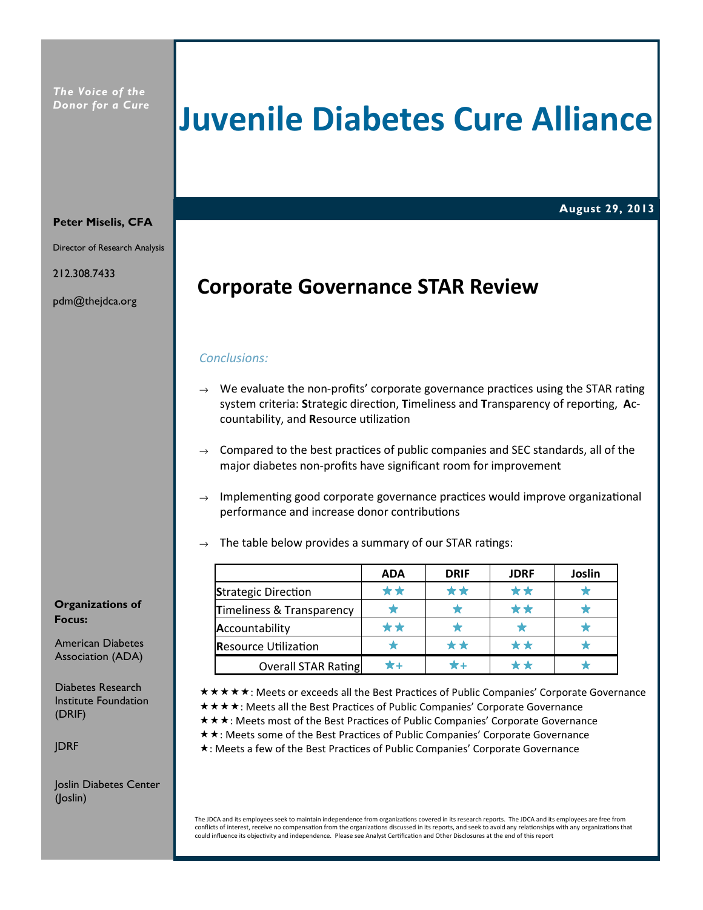*The Voice of the Donor for a Cure*

# Juvenile Diabetes Cure Alliance

**August 29, 2013**

**Peter Miselis, CFA**

Director of Research Analysis

212.308.7433

pdm@thejdca.org

## Corporate Governance STAR Review

*Conclusions:*

→ We evaluate the non-profits' corporate governance practices using the STAR rating system criteria: **S**trategic direction, **T**imeliness and **T**ransparency of reporting, **A**ccountability, and **R**esource utilization

→ Compared to the best practices of public companies and SEC standards, all of the major diabetes non-profits have significant room for improvement

→ Implementing good corporate governance practices would improve organizational performance and increase donor contributions

→ The table below provides a summary of our STAR ratings:

| | ADA | DRIF | JDRF | Joslin |
|---|---|---|---|---|
| **S**trategic Direction | ★★ | ★★ | ★★ | ★ |
| **T**imeliness & Transparency | ★ | ★ | ★★ | ★ |
| **A**ccountability | ★★ | ★ | ★ | ★ |
| **R**esource Utilization | ★ | ★★ | ★★ | ★ |
| Overall STAR Rating | ★+ | ★+ | ★★ | ★ |

★★★★★: Meets or exceeds all the Best Practices of Public Companies' Corporate Governance
★★★★: Meets all the Best Practices of Public Companies' Corporate Governance
★★★: Meets most of the Best Practices of Public Companies' Corporate Governance
★★: Meets some of the Best Practices of Public Companies' Corporate Governance
★: Meets a few of the Best Practices of Public Companies' Corporate Governance

**Organizations of Focus:**

American Diabetes Association (ADA)

Diabetes Research Institute Foundation (DRIF)

JDRF

Joslin Diabetes Center (Joslin)

The JDCA and its employees seek to maintain independence from organizations covered in its research reports. The JDCA and its employees are free from conflicts of interest, receive no compensation from the organizations discussed in its reports, and seek to avoid any relationships with any organizations that could influence its objectivity and independence. Please see Analyst Certification and Other Disclosures at the end of this report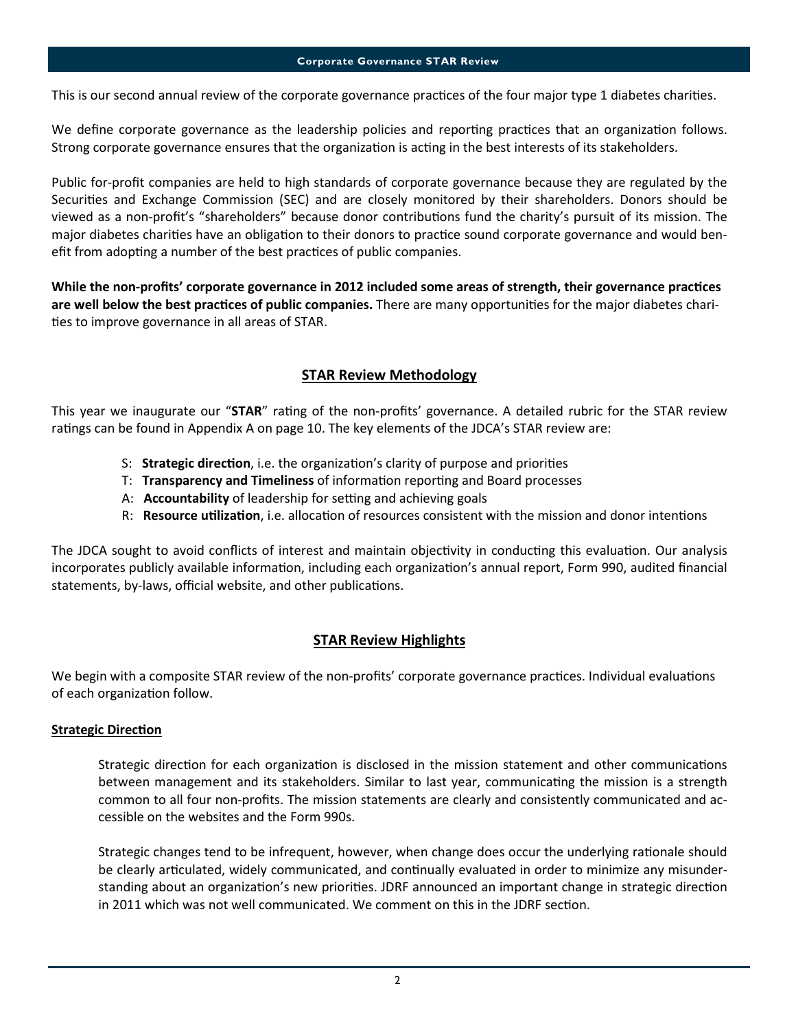This is our second annual review of the corporate governance practices of the four major type 1 diabetes charities.

We define corporate governance as the leadership policies and reporting practices that an organization follows. Strong corporate governance ensures that the organization is acting in the best interests of its stakeholders.

Public for-profit companies are held to high standards of corporate governance because they are regulated by the Securities and Exchange Commission (SEC) and are closely monitored by their shareholders. Donors should be viewed as a non-profit's "shareholders" because donor contributions fund the charity's pursuit of its mission. The major diabetes charities have an obligation to their donors to practice sound corporate governance and would benefit from adopting a number of the best practices of public companies.

**While the non-profits' corporate governance in 2012 included some areas of strength, their governance practices are well below the best practices of public companies.** There are many opportunities for the major diabetes charities to improve governance in all areas of STAR.

## STAR Review Methodology

This year we inaugurate our "**STAR**" rating of the non-profits' governance. A detailed rubric for the STAR review ratings can be found in Appendix A on page 10. The key elements of the JDCA's STAR review are:

- S: **Strategic direction**, i.e. the organization's clarity of purpose and priorities
- T: **Transparency and Timeliness** of information reporting and Board processes
- A: **Accountability** of leadership for setting and achieving goals
- R: **Resource utilization**, i.e. allocation of resources consistent with the mission and donor intentions

The JDCA sought to avoid conflicts of interest and maintain objectivity in conducting this evaluation. Our analysis incorporates publicly available information, including each organization's annual report, Form 990, audited financial statements, by-laws, official website, and other publications.

## STAR Review Highlights

We begin with a composite STAR review of the non-profits' corporate governance practices. Individual evaluations of each organization follow.

### Strategic Direction

Strategic direction for each organization is disclosed in the mission statement and other communications between management and its stakeholders. Similar to last year, communicating the mission is a strength common to all four non-profits. The mission statements are clearly and consistently communicated and accessible on the websites and the Form 990s.

Strategic changes tend to be infrequent, however, when change does occur the underlying rationale should be clearly articulated, widely communicated, and continually evaluated in order to minimize any misunderstanding about an organization's new priorities. JDRF announced an important change in strategic direction in 2011 which was not well communicated. We comment on this in the JDRF section.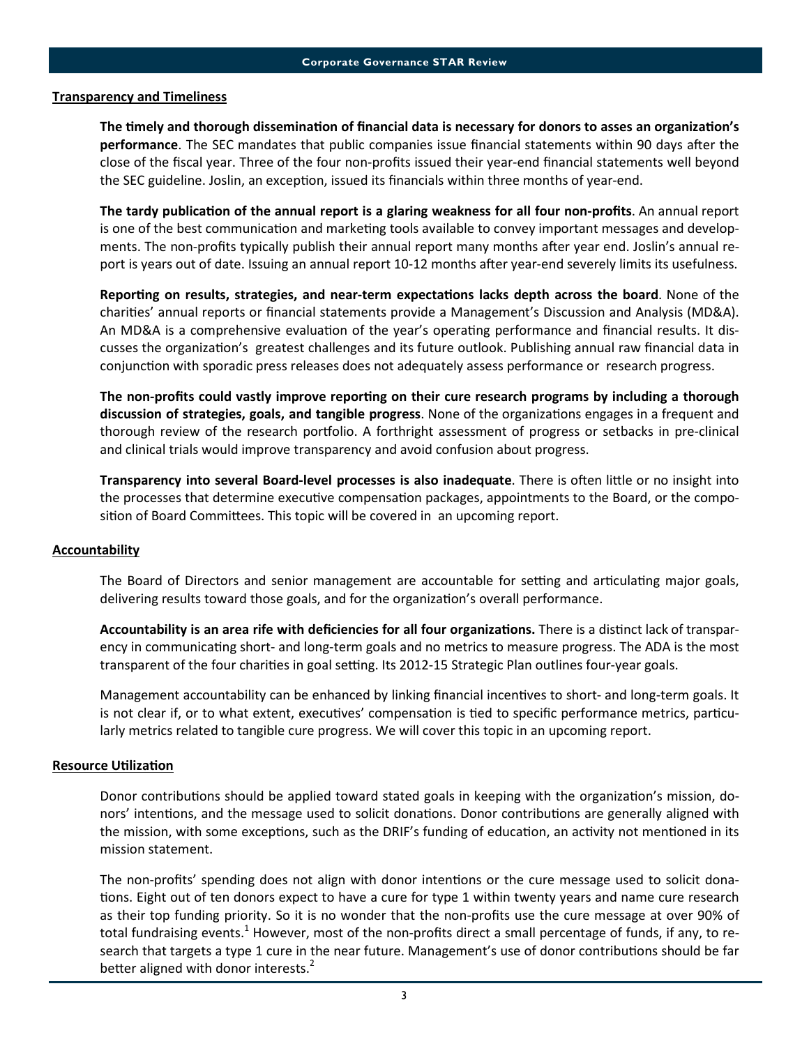## Transparency and Timeliness

**The timely and thorough dissemination of financial data is necessary for donors to asses an organization's performance**. The SEC mandates that public companies issue financial statements within 90 days after the close of the fiscal year. Three of the four non-profits issued their year-end financial statements well beyond the SEC guideline. Joslin, an exception, issued its financials within three months of year-end.

**The tardy publication of the annual report is a glaring weakness for all four non-profits**. An annual report is one of the best communication and marketing tools available to convey important messages and developments. The non-profits typically publish their annual report many months after year end. Joslin's annual report is years out of date. Issuing an annual report 10-12 months after year-end severely limits its usefulness.

**Reporting on results, strategies, and near-term expectations lacks depth across the board**. None of the charities' annual reports or financial statements provide a Management's Discussion and Analysis (MD&A). An MD&A is a comprehensive evaluation of the year's operating performance and financial results. It discusses the organization's greatest challenges and its future outlook. Publishing annual raw financial data in conjunction with sporadic press releases does not adequately assess performance or research progress.

**The non-profits could vastly improve reporting on their cure research programs by including a thorough discussion of strategies, goals, and tangible progress**. None of the organizations engages in a frequent and thorough review of the research portfolio. A forthright assessment of progress or setbacks in pre-clinical and clinical trials would improve transparency and avoid confusion about progress.

**Transparency into several Board-level processes is also inadequate**. There is often little or no insight into the processes that determine executive compensation packages, appointments to the Board, or the composition of Board Committees. This topic will be covered in an upcoming report.

## Accountability

The Board of Directors and senior management are accountable for setting and articulating major goals, delivering results toward those goals, and for the organization's overall performance.

**Accountability is an area rife with deficiencies for all four organizations.** There is a distinct lack of transparency in communicating short- and long-term goals and no metrics to measure progress. The ADA is the most transparent of the four charities in goal setting. Its 2012-15 Strategic Plan outlines four-year goals.

Management accountability can be enhanced by linking financial incentives to short- and long-term goals. It is not clear if, or to what extent, executives' compensation is tied to specific performance metrics, particularly metrics related to tangible cure progress. We will cover this topic in an upcoming report.

## Resource Utilization

Donor contributions should be applied toward stated goals in keeping with the organization's mission, donors' intentions, and the message used to solicit donations. Donor contributions are generally aligned with the mission, with some exceptions, such as the DRIF's funding of education, an activity not mentioned in its mission statement.

The non-profits' spending does not align with donor intentions or the cure message used to solicit donations. Eight out of ten donors expect to have a cure for type 1 within twenty years and name cure research as their top funding priority. So it is no wonder that the non-profits use the cure message at over 90% of total fundraising events.[1] However, most of the non-profits direct a small percentage of funds, if any, to research that targets a type 1 cure in the near future. Management's use of donor contributions should be far better aligned with donor interests.[2]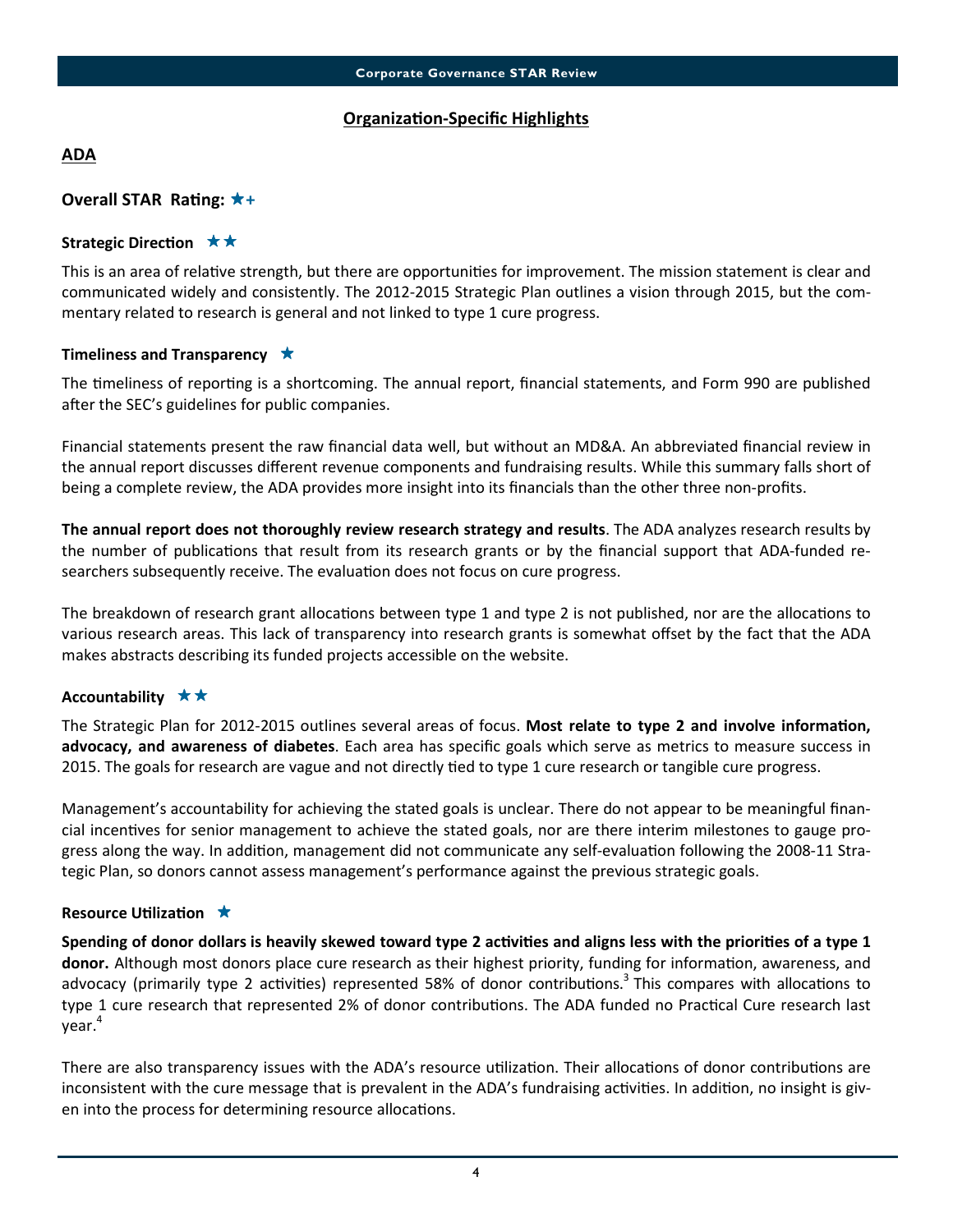## Organization-Specific Highlights

### ADA

### Overall STAR Rating: ★+

#### Strategic Direction ★★

This is an area of relative strength, but there are opportunities for improvement. The mission statement is clear and communicated widely and consistently. The 2012-2015 Strategic Plan outlines a vision through 2015, but the commentary related to research is general and not linked to type 1 cure progress.

#### Timeliness and Transparency ★

The timeliness of reporting is a shortcoming. The annual report, financial statements, and Form 990 are published after the SEC's guidelines for public companies.

Financial statements present the raw financial data well, but without an MD&A. An abbreviated financial review in the annual report discusses different revenue components and fundraising results. While this summary falls short of being a complete review, the ADA provides more insight into its financials than the other three non-profits.

**The annual report does not thoroughly review research strategy and results**. The ADA analyzes research results by the number of publications that result from its research grants or by the financial support that ADA-funded researchers subsequently receive. The evaluation does not focus on cure progress.

The breakdown of research grant allocations between type 1 and type 2 is not published, nor are the allocations to various research areas. This lack of transparency into research grants is somewhat offset by the fact that the ADA makes abstracts describing its funded projects accessible on the website.

#### Accountability ★★

The Strategic Plan for 2012-2015 outlines several areas of focus. **Most relate to type 2 and involve information, advocacy, and awareness of diabetes**. Each area has specific goals which serve as metrics to measure success in 2015. The goals for research are vague and not directly tied to type 1 cure research or tangible cure progress.

Management's accountability for achieving the stated goals is unclear. There do not appear to be meaningful financial incentives for senior management to achieve the stated goals, nor are there interim milestones to gauge progress along the way. In addition, management did not communicate any self-evaluation following the 2008-11 Strategic Plan, so donors cannot assess management's performance against the previous strategic goals.

#### Resource Utilization ★

**Spending of donor dollars is heavily skewed toward type 2 activities and aligns less with the priorities of a type 1 donor.** Although most donors place cure research as their highest priority, funding for information, awareness, and advocacy (primarily type 2 activities) represented 58% of donor contributions.[3] This compares with allocations to type 1 cure research that represented 2% of donor contributions. The ADA funded no Practical Cure research last year.[4]

There are also transparency issues with the ADA's resource utilization. Their allocations of donor contributions are inconsistent with the cure message that is prevalent in the ADA's fundraising activities. In addition, no insight is given into the process for determining resource allocations.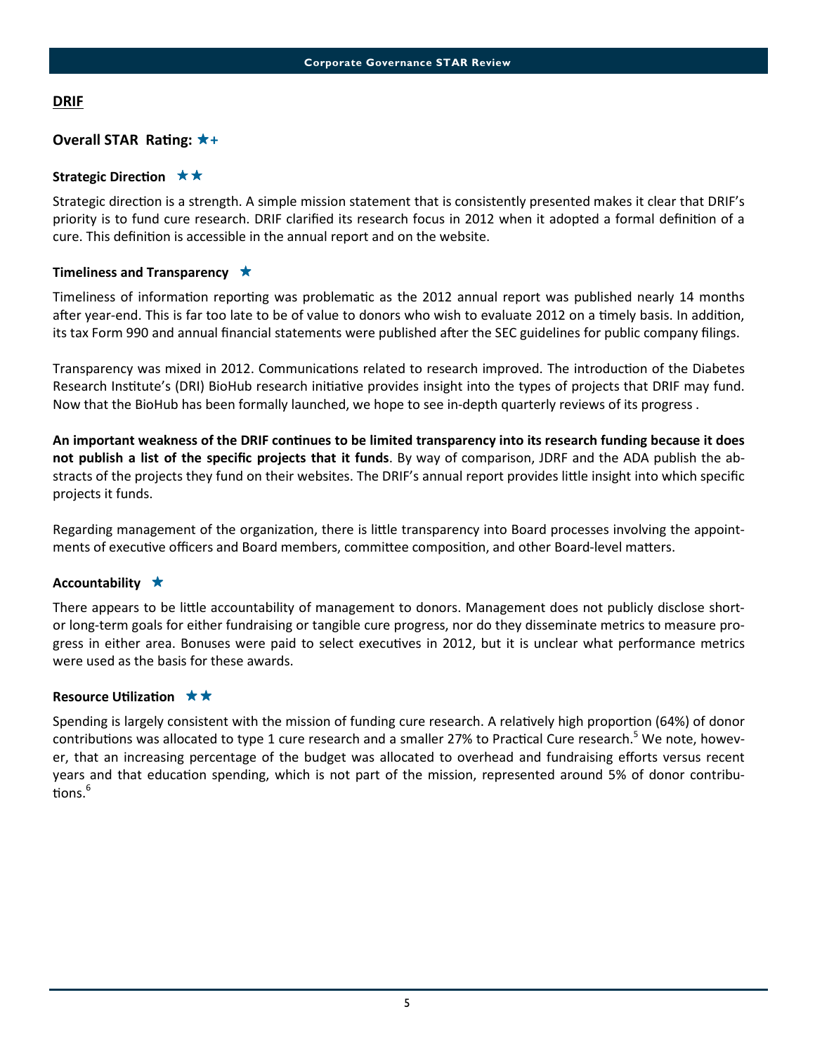## DRIF

### Overall STAR Rating: ★+

#### Strategic Direction ★★

Strategic direction is a strength. A simple mission statement that is consistently presented makes it clear that DRIF's priority is to fund cure research. DRIF clarified its research focus in 2012 when it adopted a formal definition of a cure. This definition is accessible in the annual report and on the website.

#### Timeliness and Transparency ★

Timeliness of information reporting was problematic as the 2012 annual report was published nearly 14 months after year-end. This is far too late to be of value to donors who wish to evaluate 2012 on a timely basis. In addition, its tax Form 990 and annual financial statements were published after the SEC guidelines for public company filings.

Transparency was mixed in 2012. Communications related to research improved. The introduction of the Diabetes Research Institute's (DRI) BioHub research initiative provides insight into the types of projects that DRIF may fund. Now that the BioHub has been formally launched, we hope to see in-depth quarterly reviews of its progress .

**An important weakness of the DRIF continues to be limited transparency into its research funding because it does not publish a list of the specific projects that it funds**. By way of comparison, JDRF and the ADA publish the abstracts of the projects they fund on their websites. The DRIF's annual report provides little insight into which specific projects it funds.

Regarding management of the organization, there is little transparency into Board processes involving the appointments of executive officers and Board members, committee composition, and other Board-level matters.

#### Accountability ★

There appears to be little accountability of management to donors. Management does not publicly disclose short- or long-term goals for either fundraising or tangible cure progress, nor do they disseminate metrics to measure progress in either area. Bonuses were paid to select executives in 2012, but it is unclear what performance metrics were used as the basis for these awards.

#### Resource Utilization ★★

Spending is largely consistent with the mission of funding cure research. A relatively high proportion (64%) of donor contributions was allocated to type 1 cure research and a smaller 27% to Practical Cure research.[5] We note, however, that an increasing percentage of the budget was allocated to overhead and fundraising efforts versus recent years and that education spending, which is not part of the mission, represented around 5% of donor contributions.[6]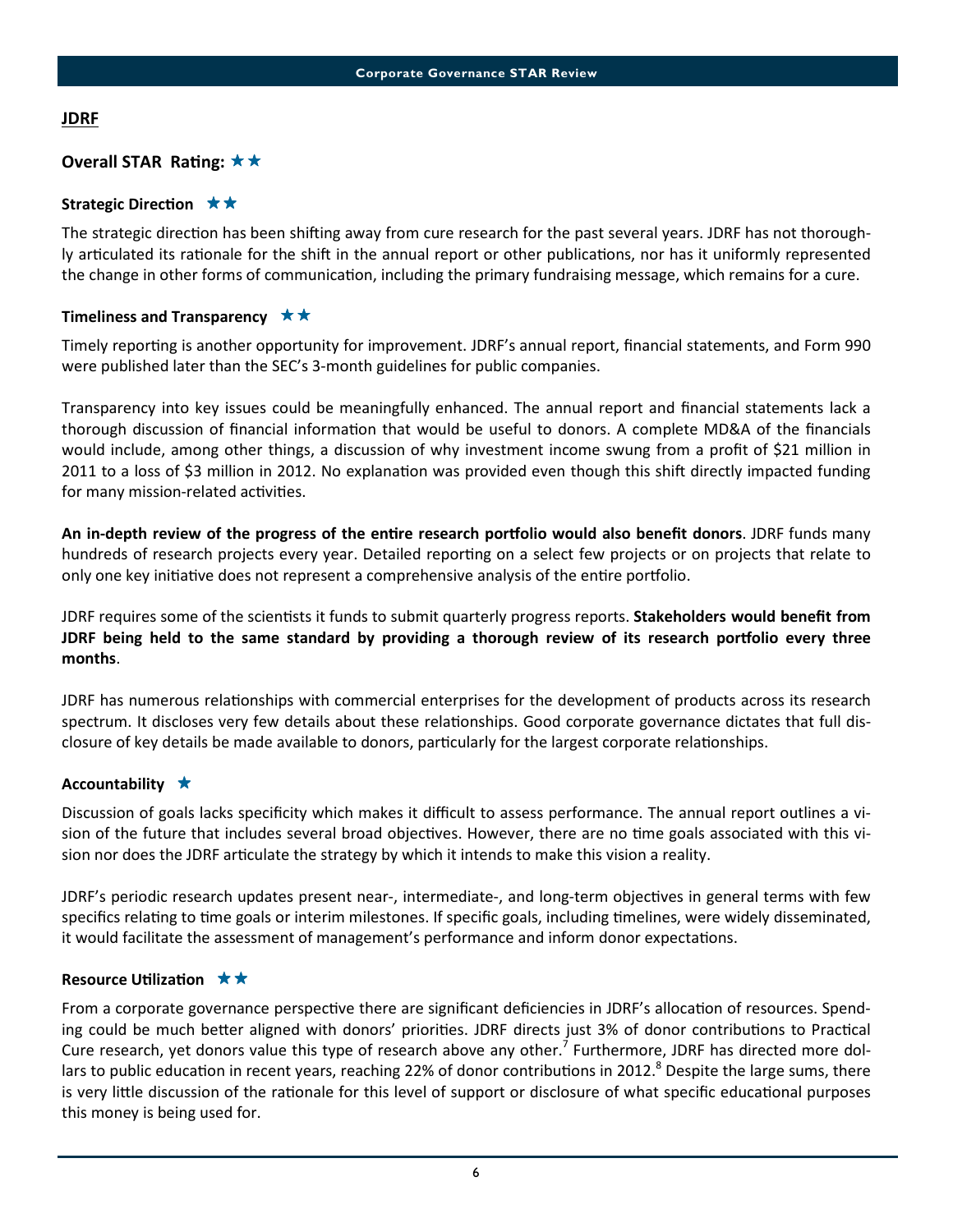## JDRF

### Overall STAR Rating: ★★

#### Strategic Direction ★★

The strategic direction has been shifting away from cure research for the past several years. JDRF has not thoroughly articulated its rationale for the shift in the annual report or other publications, nor has it uniformly represented the change in other forms of communication, including the primary fundraising message, which remains for a cure.

#### Timeliness and Transparency ★★

Timely reporting is another opportunity for improvement. JDRF's annual report, financial statements, and Form 990 were published later than the SEC's 3-month guidelines for public companies.

Transparency into key issues could be meaningfully enhanced. The annual report and financial statements lack a thorough discussion of financial information that would be useful to donors. A complete MD&A of the financials would include, among other things, a discussion of why investment income swung from a profit of $21 million in 2011 to a loss of $3 million in 2012. No explanation was provided even though this shift directly impacted funding for many mission-related activities.

**An in-depth review of the progress of the entire research portfolio would also benefit donors**. JDRF funds many hundreds of research projects every year. Detailed reporting on a select few projects or on projects that relate to only one key initiative does not represent a comprehensive analysis of the entire portfolio.

JDRF requires some of the scientists it funds to submit quarterly progress reports. **Stakeholders would benefit from JDRF being held to the same standard by providing a thorough review of its research portfolio every three months**.

JDRF has numerous relationships with commercial enterprises for the development of products across its research spectrum. It discloses very few details about these relationships. Good corporate governance dictates that full disclosure of key details be made available to donors, particularly for the largest corporate relationships.

#### Accountability ★

Discussion of goals lacks specificity which makes it difficult to assess performance. The annual report outlines a vision of the future that includes several broad objectives. However, there are no time goals associated with this vision nor does the JDRF articulate the strategy by which it intends to make this vision a reality.

JDRF's periodic research updates present near-, intermediate-, and long-term objectives in general terms with few specifics relating to time goals or interim milestones. If specific goals, including timelines, were widely disseminated, it would facilitate the assessment of management's performance and inform donor expectations.

#### Resource Utilization ★★

From a corporate governance perspective there are significant deficiencies in JDRF's allocation of resources. Spending could be much better aligned with donors' priorities. JDRF directs just 3% of donor contributions to Practical Cure research, yet donors value this type of research above any other.[7] Furthermore, JDRF has directed more dollars to public education in recent years, reaching 22% of donor contributions in 2012.[8] Despite the large sums, there is very little discussion of the rationale for this level of support or disclosure of what specific educational purposes this money is being used for.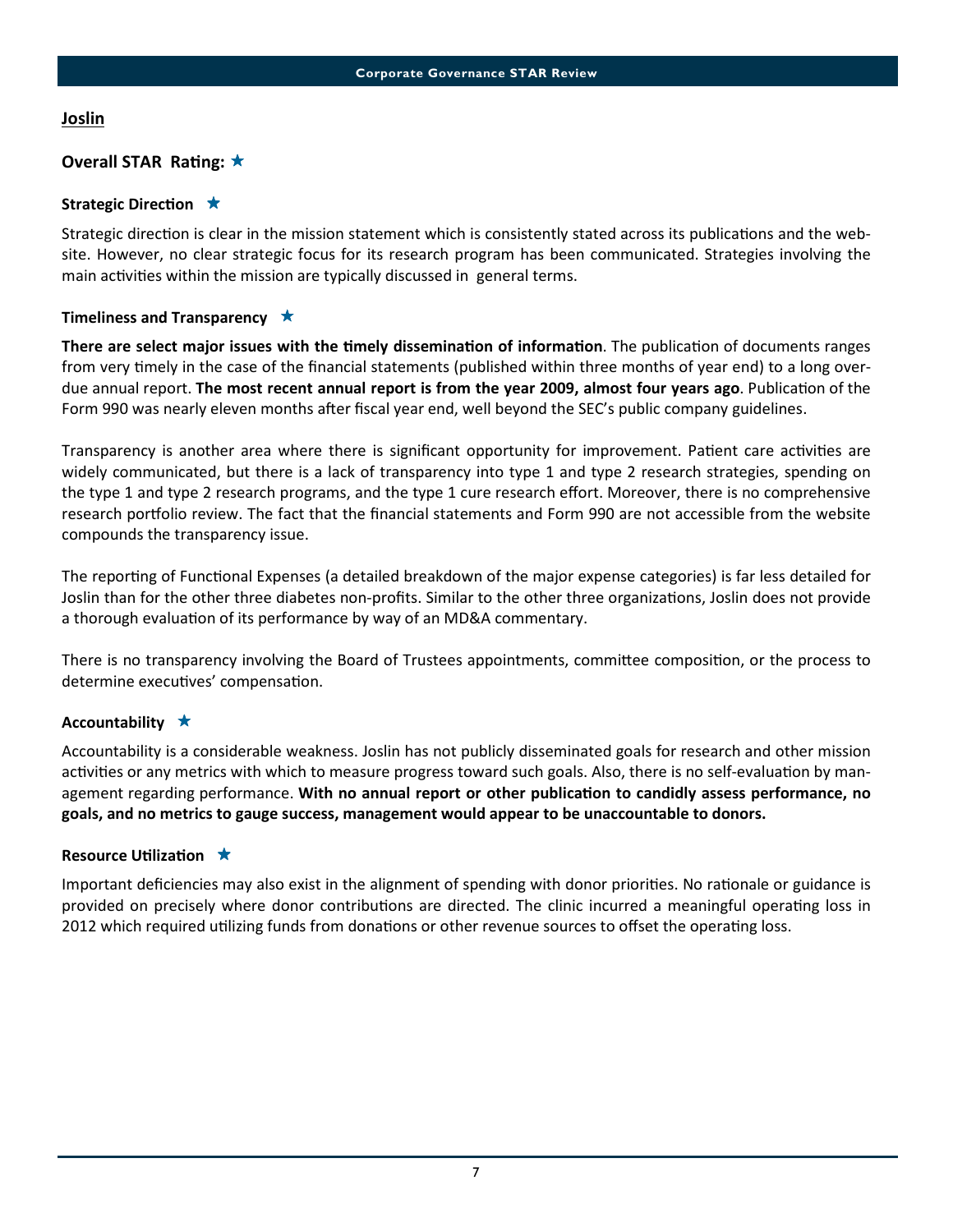## Joslin

### Overall STAR Rating: ★

#### Strategic Direction ★

Strategic direction is clear in the mission statement which is consistently stated across its publications and the website. However, no clear strategic focus for its research program has been communicated. Strategies involving the main activities within the mission are typically discussed in general terms.

#### Timeliness and Transparency ★

**There are select major issues with the timely dissemination of information**. The publication of documents ranges from very timely in the case of the financial statements (published within three months of year end) to a long overdue annual report. **The most recent annual report is from the year 2009, almost four years ago**. Publication of the Form 990 was nearly eleven months after fiscal year end, well beyond the SEC's public company guidelines.

Transparency is another area where there is significant opportunity for improvement. Patient care activities are widely communicated, but there is a lack of transparency into type 1 and type 2 research strategies, spending on the type 1 and type 2 research programs, and the type 1 cure research effort. Moreover, there is no comprehensive research portfolio review. The fact that the financial statements and Form 990 are not accessible from the website compounds the transparency issue.

The reporting of Functional Expenses (a detailed breakdown of the major expense categories) is far less detailed for Joslin than for the other three diabetes non-profits. Similar to the other three organizations, Joslin does not provide a thorough evaluation of its performance by way of an MD&A commentary.

There is no transparency involving the Board of Trustees appointments, committee composition, or the process to determine executives' compensation.

#### Accountability ★

Accountability is a considerable weakness. Joslin has not publicly disseminated goals for research and other mission activities or any metrics with which to measure progress toward such goals. Also, there is no self-evaluation by management regarding performance. **With no annual report or other publication to candidly assess performance, no goals, and no metrics to gauge success, management would appear to be unaccountable to donors.**

#### Resource Utilization ★

Important deficiencies may also exist in the alignment of spending with donor priorities. No rationale or guidance is provided on precisely where donor contributions are directed. The clinic incurred a meaningful operating loss in 2012 which required utilizing funds from donations or other revenue sources to offset the operating loss.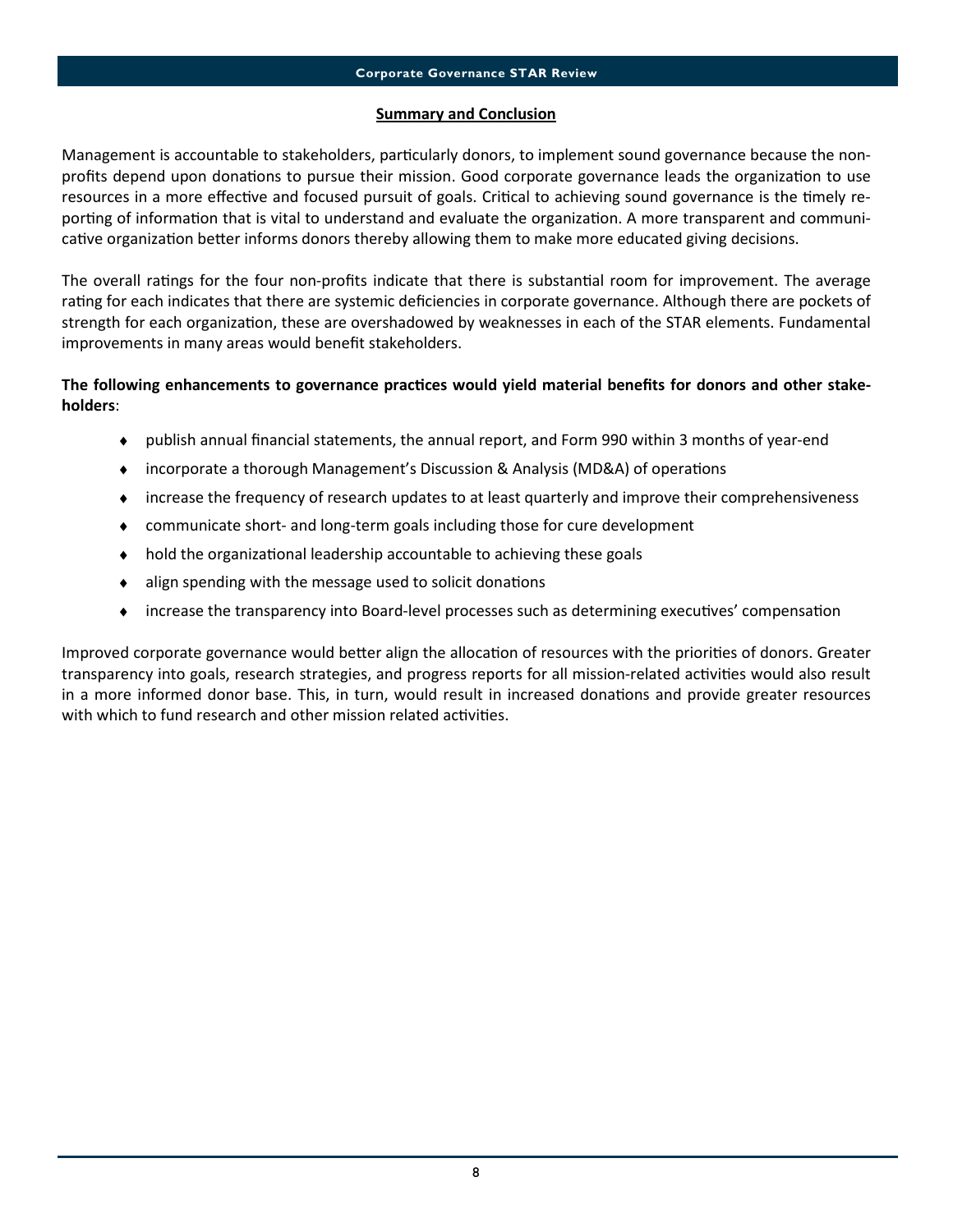## Summary and Conclusion

Management is accountable to stakeholders, particularly donors, to implement sound governance because the non-profits depend upon donations to pursue their mission. Good corporate governance leads the organization to use resources in a more effective and focused pursuit of goals. Critical to achieving sound governance is the timely reporting of information that is vital to understand and evaluate the organization. A more transparent and communicative organization better informs donors thereby allowing them to make more educated giving decisions.

The overall ratings for the four non-profits indicate that there is substantial room for improvement. The average rating for each indicates that there are systemic deficiencies in corporate governance. Although there are pockets of strength for each organization, these are overshadowed by weaknesses in each of the STAR elements. Fundamental improvements in many areas would benefit stakeholders.

**The following enhancements to governance practices would yield material benefits for donors and other stakeholders**:

- publish annual financial statements, the annual report, and Form 990 within 3 months of year-end
- incorporate a thorough Management's Discussion & Analysis (MD&A) of operations
- increase the frequency of research updates to at least quarterly and improve their comprehensiveness
- communicate short- and long-term goals including those for cure development
- hold the organizational leadership accountable to achieving these goals
- align spending with the message used to solicit donations
- increase the transparency into Board-level processes such as determining executives' compensation

Improved corporate governance would better align the allocation of resources with the priorities of donors. Greater transparency into goals, research strategies, and progress reports for all mission-related activities would also result in a more informed donor base. This, in turn, would result in increased donations and provide greater resources with which to fund research and other mission related activities.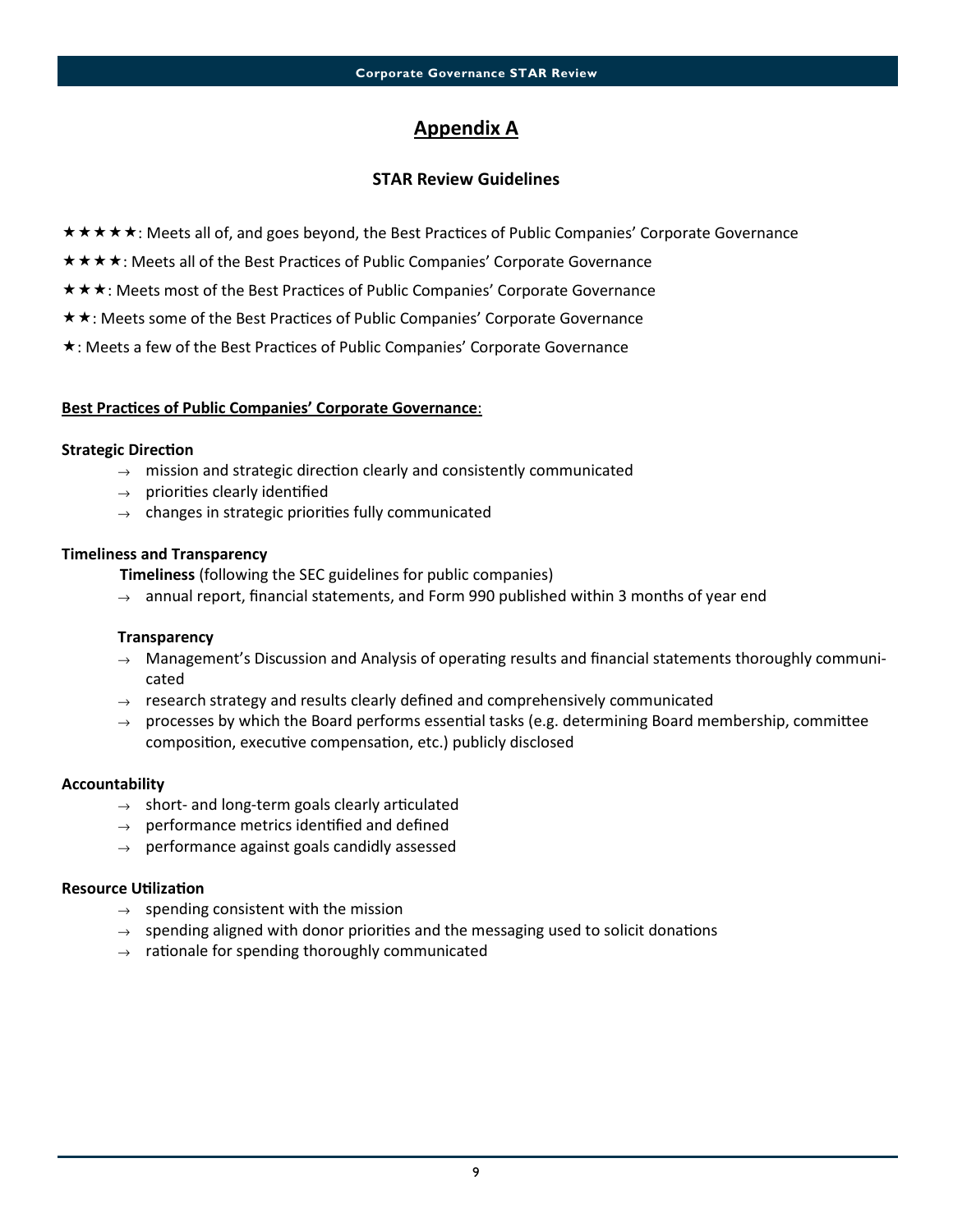# Appendix A

## STAR Review Guidelines

★★★★★: Meets all of, and goes beyond, the Best Practices of Public Companies' Corporate Governance

★★★★: Meets all of the Best Practices of Public Companies' Corporate Governance

★★★: Meets most of the Best Practices of Public Companies' Corporate Governance

★★: Meets some of the Best Practices of Public Companies' Corporate Governance

★: Meets a few of the Best Practices of Public Companies' Corporate Governance

**Best Practices of Public Companies' Corporate Governance**:

**Strategic Direction**

- → mission and strategic direction clearly and consistently communicated
- → priorities clearly identified
- → changes in strategic priorities fully communicated

**Timeliness and Transparency**

**Timeliness** (following the SEC guidelines for public companies)

- → annual report, financial statements, and Form 990 published within 3 months of year end

**Transparency**

- → Management's Discussion and Analysis of operating results and financial statements thoroughly communicated
- → research strategy and results clearly defined and comprehensively communicated
- → processes by which the Board performs essential tasks (e.g. determining Board membership, committee composition, executive compensation, etc.) publicly disclosed

**Accountability**

- → short- and long-term goals clearly articulated
- → performance metrics identified and defined
- → performance against goals candidly assessed

**Resource Utilization**

- → spending consistent with the mission
- → spending aligned with donor priorities and the messaging used to solicit donations
- → rationale for spending thoroughly communicated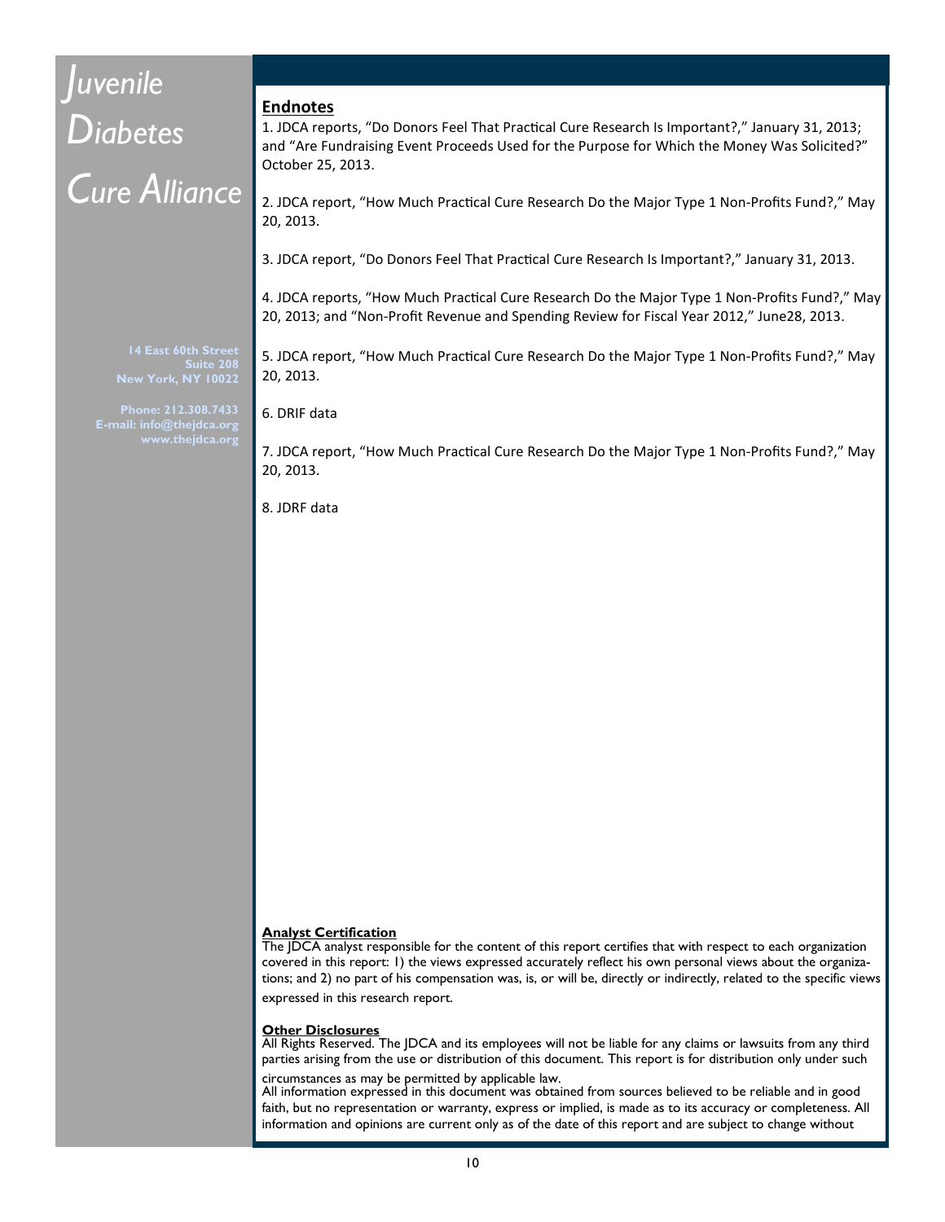# Juvenile Diabetes Cure Alliance

14 East 60th Street
Suite 208
New York, NY 10022

Phone: 212.308.7433
E-mail: info@thejdca.org
www.thejdca.org

## Endnotes

1. JDCA reports, "Do Donors Feel That Practical Cure Research Is Important?," January 31, 2013; and "Are Fundraising Event Proceeds Used for the Purpose for Which the Money Was Solicited?" October 25, 2013.

2. JDCA report, "How Much Practical Cure Research Do the Major Type 1 Non-Profits Fund?," May 20, 2013.

3. JDCA report, "Do Donors Feel That Practical Cure Research Is Important?," January 31, 2013.

4. JDCA reports, "How Much Practical Cure Research Do the Major Type 1 Non-Profits Fund?," May 20, 2013; and "Non-Profit Revenue and Spending Review for Fiscal Year 2012," June28, 2013.

5. JDCA report, "How Much Practical Cure Research Do the Major Type 1 Non-Profits Fund?," May 20, 2013.

6. DRIF data

7. JDCA report, "How Much Practical Cure Research Do the Major Type 1 Non-Profits Fund?," May 20, 2013.

8. JDRF data

**Analyst Certification**

The JDCA analyst responsible for the content of this report certifies that with respect to each organization covered in this report: 1) the views expressed accurately reflect his own personal views about the organizations; and 2) no part of his compensation was, is, or will be, directly or indirectly, related to the specific views expressed in this research report.

**Other Disclosures**

All Rights Reserved. The JDCA and its employees will not be liable for any claims or lawsuits from any third parties arising from the use or distribution of this document. This report is for distribution only under such circumstances as may be permitted by applicable law.

All information expressed in this document was obtained from sources believed to be reliable and in good faith, but no representation or warranty, express or implied, is made as to its accuracy or completeness. All information and opinions are current only as of the date of this report and are subject to change without